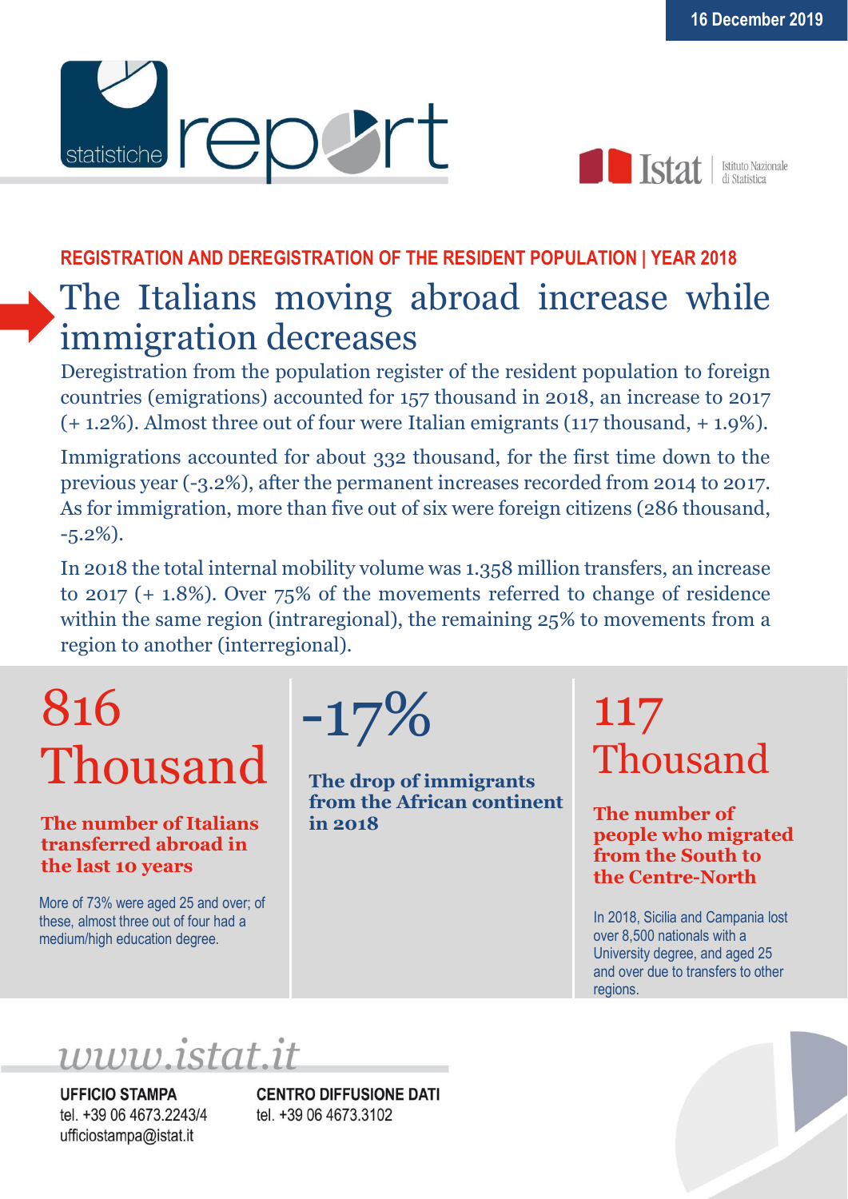16 December 2019

REGISTRATION AND DEREGISTRATION OF THE RESIDENT POPULATION | YEAR 2018

# The Italians moving abroad increase while immigration decreases

Deregistration from the population register of the resident population to foreign countries (emigrations) accounted for 157 thousand in 2018, an increase to 2017 (+ 1.2%). Almost three out of four were Italian emigrants (117 thousand, + 1.9%).

Immigrations accounted for about 332 thousand, for the first time down to the previous year (-3.2%), after the permanent increases recorded from 2014 to 2017. As for immigration, more than five out of six were foreign citizens (286 thousand, -5.2%).

In 2018 the total internal mobility volume was 1.358 million transfers, an increase to 2017 (+ 1.8%). Over 75% of the movements referred to change of residence within the same region (intraregional), the remaining 25% to movements from a region to another (interregional).

## 816 Thousand

**The number of Italians transferred abroad in the last 10 years**

More of 73% were aged 25 and over; of these, almost three out of four had a medium/high education degree.

## -17%

**The drop of immigrants from the African continent in 2018**

## 117 Thousand

**The number of people who migrated from the South to the Centre-North**

In 2018, Sicilia and Campania lost over 8,500 nationals with a University degree, and aged 25 and over due to transfers to other regions.

*www.istat.it*

**UFFICIO STAMPA**
tel. +39 06 4673.2243/4
ufficiostampa@istat.it

**CENTRO DIFFUSIONE DATI**
tel. +39 06 4673.3102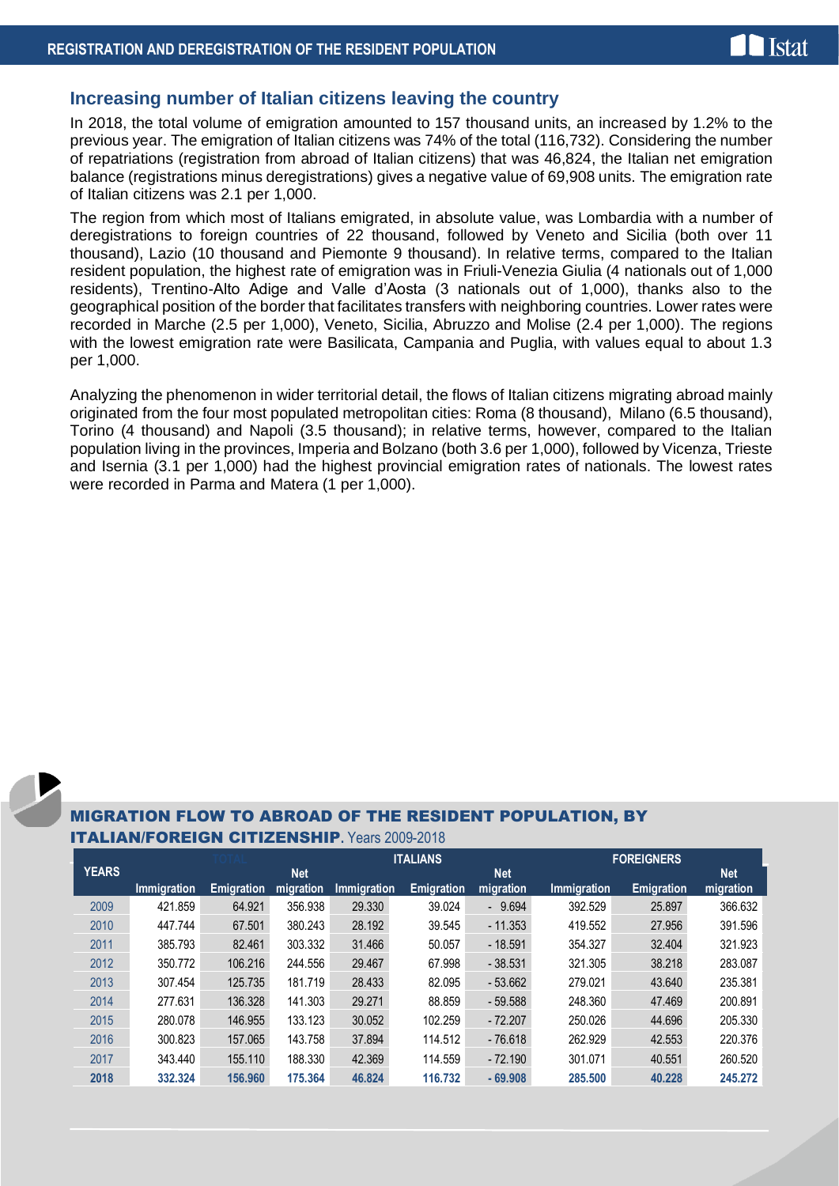## Increasing number of Italian citizens leaving the country

In 2018, the total volume of emigration amounted to 157 thousand units, an increased by 1.2% to the previous year. The emigration of Italian citizens was 74% of the total (116,732). Considering the number of repatriations (registration from abroad of Italian citizens) that was 46,824, the Italian net emigration balance (registrations minus deregistrations) gives a negative value of 69,908 units. The emigration rate of Italian citizens was 2.1 per 1,000.

The region from which most of Italians emigrated, in absolute value, was Lombardia with a number of deregistrations to foreign countries of 22 thousand, followed by Veneto and Sicilia (both over 11 thousand), Lazio (10 thousand and Piemonte 9 thousand). In relative terms, compared to the Italian resident population, the highest rate of emigration was in Friuli-Venezia Giulia (4 nationals out of 1,000 residents), Trentino-Alto Adige and Valle d'Aosta (3 nationals out of 1,000), thanks also to the geographical position of the border that facilitates transfers with neighboring countries. Lower rates were recorded in Marche (2.5 per 1,000), Veneto, Sicilia, Abruzzo and Molise (2.4 per 1,000). The regions with the lowest emigration rate were Basilicata, Campania and Puglia, with values equal to about 1.3 per 1,000.

Analyzing the phenomenon in wider territorial detail, the flows of Italian citizens migrating abroad mainly originated from the four most populated metropolitan cities: Roma (8 thousand), Milano (6.5 thousand), Torino (4 thousand) and Napoli (3.5 thousand); in relative terms, however, compared to the Italian population living in the provinces, Imperia and Bolzano (both 3.6 per 1,000), followed by Vicenza, Trieste and Isernia (3.1 per 1,000) had the highest provincial emigration rates of nationals. The lowest rates were recorded in Parma and Matera (1 per 1,000).

**MIGRATION FLOW TO ABROAD OF THE RESIDENT POPULATION, BY ITALIAN/FOREIGN CITIZENSHIP**. Years 2009-2018

| YEARS | TOTAL | | | ITALIANS | | | FOREIGNERS | | |
|---|---|---|---|---|---|---|---|---|---|
| | Immigration | Emigration | Net migration | Immigration | Emigration | Net migration | Immigration | Emigration | Net migration |
| 2009 | 421.859 | 64.921 | 356.938 | 29.330 | 39.024 | - 9.694 | 392.529 | 25.897 | 366.632 |
| 2010 | 447.744 | 67.501 | 380.243 | 28.192 | 39.545 | - 11.353 | 419.552 | 27.956 | 391.596 |
| 2011 | 385.793 | 82.461 | 303.332 | 31.466 | 50.057 | - 18.591 | 354.327 | 32.404 | 321.923 |
| 2012 | 350.772 | 106.216 | 244.556 | 29.467 | 67.998 | - 38.531 | 321.305 | 38.218 | 283.087 |
| 2013 | 307.454 | 125.735 | 181.719 | 28.433 | 82.095 | - 53.662 | 279.021 | 43.640 | 235.381 |
| 2014 | 277.631 | 136.328 | 141.303 | 29.271 | 88.859 | - 59.588 | 248.360 | 47.469 | 200.891 |
| 2015 | 280.078 | 146.955 | 133.123 | 30.052 | 102.259 | - 72.207 | 250.026 | 44.696 | 205.330 |
| 2016 | 300.823 | 157.065 | 143.758 | 37.894 | 114.512 | - 76.618 | 262.929 | 42.553 | 220.376 |
| 2017 | 343.440 | 155.110 | 188.330 | 42.369 | 114.559 | - 72.190 | 301.071 | 40.551 | 260.520 |
| **2018** | **332.324** | **156.960** | **175.364** | **46.824** | **116.732** | **- 69.908** | **285.500** | **40.228** | **245.272** |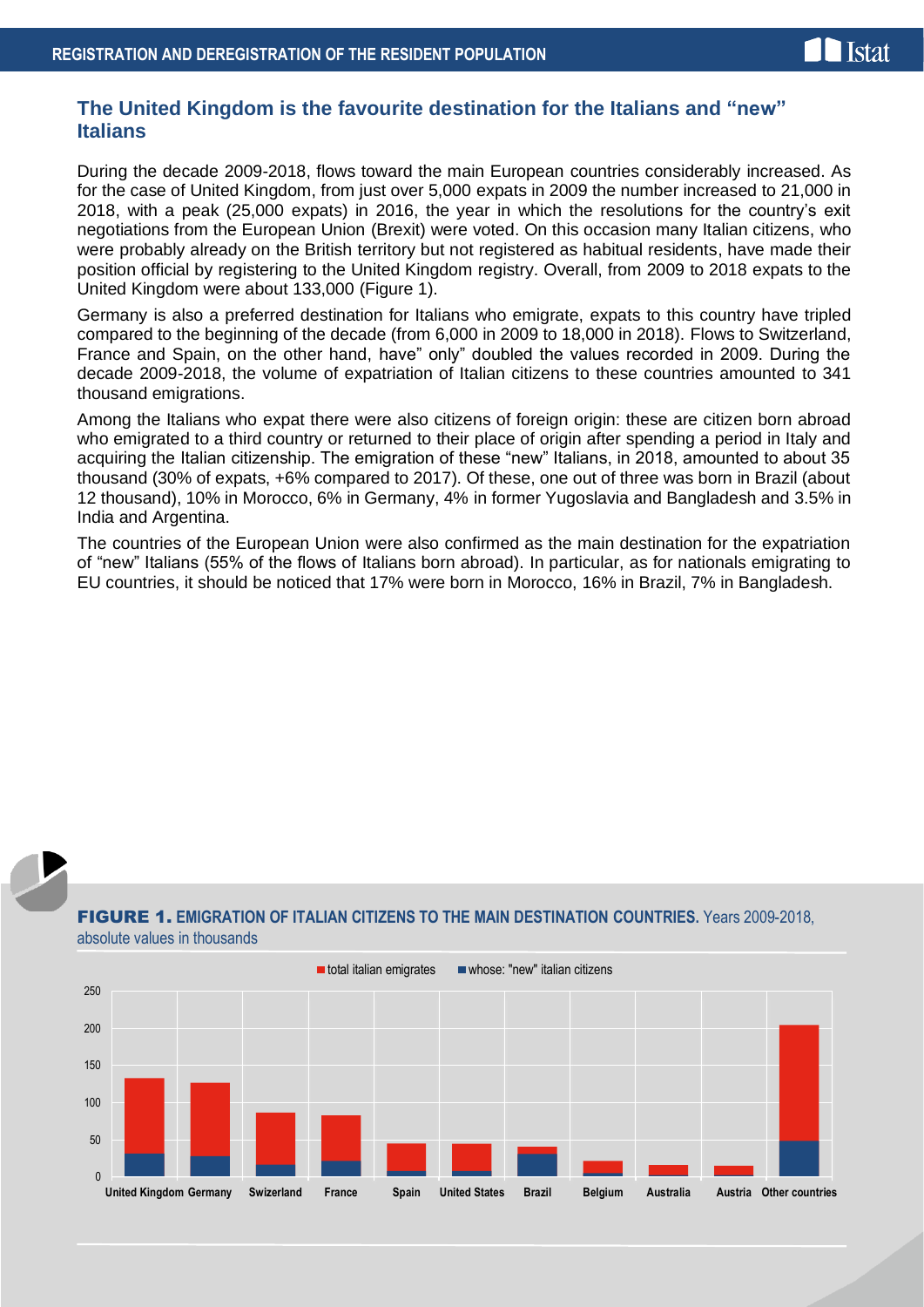## The United Kingdom is the favourite destination for the Italians and “new” Italians

During the decade 2009-2018, flows toward the main European countries considerably increased. As for the case of United Kingdom, from just over 5,000 expats in 2009 the number increased to 21,000 in 2018, with a peak (25,000 expats) in 2016, the year in which the resolutions for the country’s exit negotiations from the European Union (Brexit) were voted. On this occasion many Italian citizens, who were probably already on the British territory but not registered as habitual residents, have made their position official by registering to the United Kingdom registry. Overall, from 2009 to 2018 expats to the United Kingdom were about 133,000 (Figure 1).

Germany is also a preferred destination for Italians who emigrate, expats to this country have tripled compared to the beginning of the decade (from 6,000 in 2009 to 18,000 in 2018). Flows to Switzerland, France and Spain, on the other hand, have” only” doubled the values recorded in 2009. During the decade 2009-2018, the volume of expatriation of Italian citizens to these countries amounted to 341 thousand emigrations.

Among the Italians who expat there were also citizens of foreign origin: these are citizen born abroad who emigrated to a third country or returned to their place of origin after spending a period in Italy and acquiring the Italian citizenship. The emigration of these “new” Italians, in 2018, amounted to about 35 thousand (30% of expats, +6% compared to 2017). Of these, one out of three was born in Brazil (about 12 thousand), 10% in Morocco, 6% in Germany, 4% in former Yugoslavia and Bangladesh and 3.5% in India and Argentina.

The countries of the European Union were also confirmed as the main destination for the expatriation of “new” Italians (55% of the flows of Italians born abroad). In particular, as for nationals emigrating to EU countries, it should be noticed that 17% were born in Morocco, 16% in Brazil, 7% in Bangladesh.

**FIGURE 1. EMIGRATION OF ITALIAN CITIZENS TO THE MAIN DESTINATION COUNTRIES.** Years 2009-2018, absolute values in thousands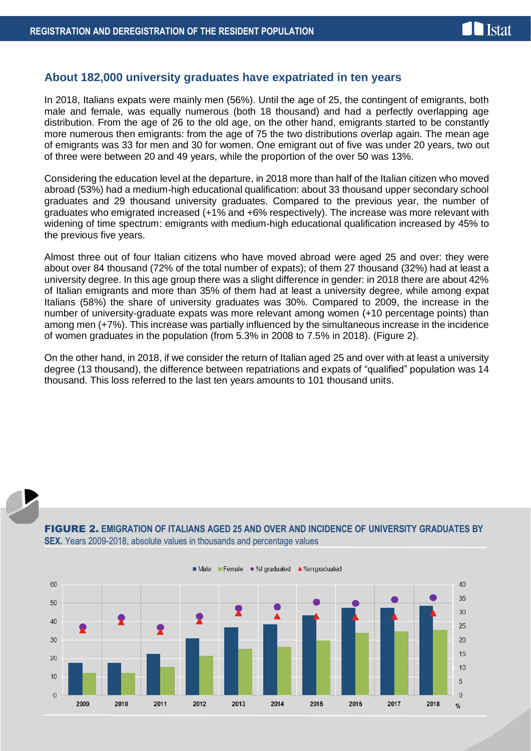## About 182,000 university graduates have expatriated in ten years

In 2018, Italians expats were mainly men (56%). Until the age of 25, the contingent of emigrants, both male and female, was equally numerous (both 18 thousand) and had a perfectly overlapping age distribution. From the age of 26 to the old age, on the other hand, emigrants started to be constantly more numerous then emigrants: from the age of 75 the two distributions overlap again. The mean age of emigrants was 33 for men and 30 for women. One emigrant out of five was under 20 years, two out of three were between 20 and 49 years, while the proportion of the over 50 was 13%.

Considering the education level at the departure, in 2018 more than half of the Italian citizen who moved abroad (53%) had a medium-high educational qualification: about 33 thousand upper secondary school graduates and 29 thousand university graduates. Compared to the previous year, the number of graduates who emigrated increased (+1% and +6% respectively). The increase was more relevant with widening of time spectrum: emigrants with medium-high educational qualification increased by 45% to the previous five years.

Almost three out of four Italian citizens who have moved abroad were aged 25 and over: they were about over 84 thousand (72% of the total number of expats); of them 27 thousand (32%) had at least a university degree. In this age group there was a slight difference in gender: in 2018 there are about 42% of Italian emigrants and more than 35% of them had at least a university degree, while among expat Italians (58%) the share of university graduates was 30%. Compared to 2009, the increase in the number of university-graduate expats was more relevant among women (+10 percentage points) than among men (+7%). This increase was partially influenced by the simultaneous increase in the incidence of women graduates in the population (from 5.3% in 2008 to 7.5% in 2018). (Figure 2).

On the other hand, in 2018, if we consider the return of Italian aged 25 and over with at least a university degree (13 thousand), the difference between repatriations and expats of "qualified" population was 14 thousand. This loss referred to the last ten years amounts to 101 thousand units.

**FIGURE 2. EMIGRATION OF ITALIANS AGED 25 AND OVER AND INCIDENCE OF UNIVERSITY GRADUATES BY SEX.** Years 2009-2018, absolute values in thousands and percentage values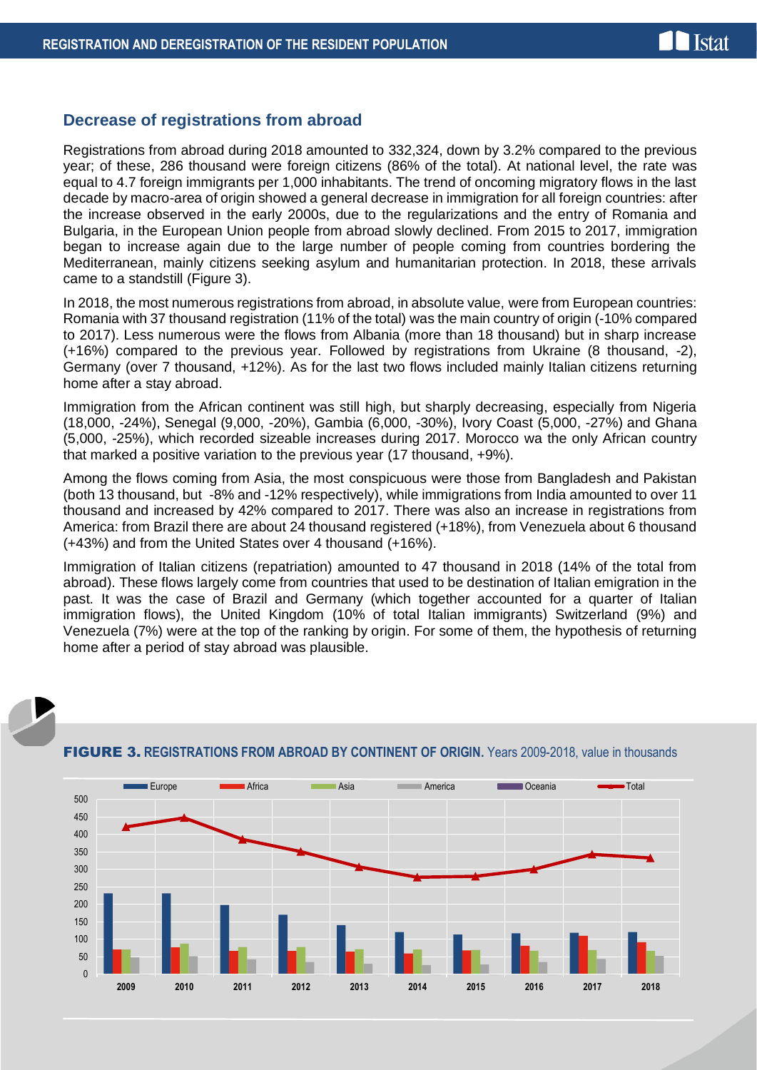## Decrease of registrations from abroad

Registrations from abroad during 2018 amounted to 332,324, down by 3.2% compared to the previous year; of these, 286 thousand were foreign citizens (86% of the total). At national level, the rate was equal to 4.7 foreign immigrants per 1,000 inhabitants. The trend of oncoming migratory flows in the last decade by macro-area of origin showed a general decrease in immigration for all foreign countries: after the increase observed in the early 2000s, due to the regularizations and the entry of Romania and Bulgaria, in the European Union people from abroad slowly declined. From 2015 to 2017, immigration began to increase again due to the large number of people coming from countries bordering the Mediterranean, mainly citizens seeking asylum and humanitarian protection. In 2018, these arrivals came to a standstill (Figure 3).

In 2018, the most numerous registrations from abroad, in absolute value, were from European countries: Romania with 37 thousand registration (11% of the total) was the main country of origin (-10% compared to 2017). Less numerous were the flows from Albania (more than 18 thousand) but in sharp increase (+16%) compared to the previous year. Followed by registrations from Ukraine (8 thousand, -2), Germany (over 7 thousand, +12%). As for the last two flows included mainly Italian citizens returning home after a stay abroad.

Immigration from the African continent was still high, but sharply decreasing, especially from Nigeria (18,000, -24%), Senegal (9,000, -20%), Gambia (6,000, -30%), Ivory Coast (5,000, -27%) and Ghana (5,000, -25%), which recorded sizeable increases during 2017. Morocco wa the only African country that marked a positive variation to the previous year (17 thousand, +9%).

Among the flows coming from Asia, the most conspicuous were those from Bangladesh and Pakistan (both 13 thousand, but -8% and -12% respectively), while immigrations from India amounted to over 11 thousand and increased by 42% compared to 2017. There was also an increase in registrations from America: from Brazil there are about 24 thousand registered (+18%), from Venezuela about 6 thousand (+43%) and from the United States over 4 thousand (+16%).

Immigration of Italian citizens (repatriation) amounted to 47 thousand in 2018 (14% of the total from abroad). These flows largely come from countries that used to be destination of Italian emigration in the past. It was the case of Brazil and Germany (which together accounted for a quarter of Italian immigration flows), the United Kingdom (10% of total Italian immigrants) Switzerland (9%) and Venezuela (7%) were at the top of the ranking by origin. For some of them, the hypothesis of returning home after a period of stay abroad was plausible.

**FIGURE 3. REGISTRATIONS FROM ABROAD BY CONTINENT OF ORIGIN.** Years 2009-2018, value in thousands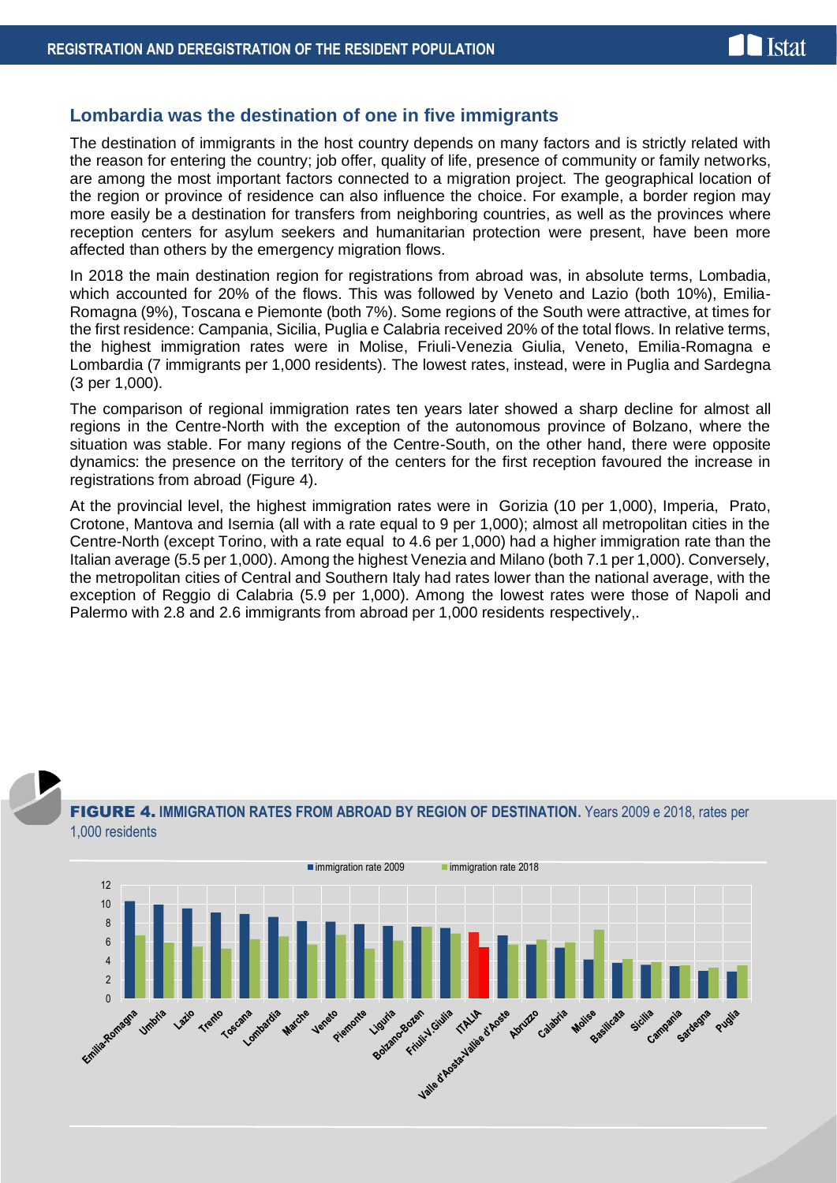## Lombardia was the destination of one in five immigrants

The destination of immigrants in the host country depends on many factors and is strictly related with the reason for entering the country; job offer, quality of life, presence of community or family networks, are among the most important factors connected to a migration project. The geographical location of the region or province of residence can also influence the choice. For example, a border region may more easily be a destination for transfers from neighboring countries, as well as the provinces where reception centers for asylum seekers and humanitarian protection were present, have been more affected than others by the emergency migration flows.

In 2018 the main destination region for registrations from abroad was, in absolute terms, Lombadia, which accounted for 20% of the flows. This was followed by Veneto and Lazio (both 10%), Emilia-Romagna (9%), Toscana e Piemonte (both 7%). Some regions of the South were attractive, at times for the first residence: Campania, Sicilia, Puglia e Calabria received 20% of the total flows. In relative terms, the highest immigration rates were in Molise, Friuli-Venezia Giulia, Veneto, Emilia-Romagna e Lombardia (7 immigrants per 1,000 residents). The lowest rates, instead, were in Puglia and Sardegna (3 per 1,000).

The comparison of regional immigration rates ten years later showed a sharp decline for almost all regions in the Centre-North with the exception of the autonomous province of Bolzano, where the situation was stable. For many regions of the Centre-South, on the other hand, there were opposite dynamics: the presence on the territory of the centers for the first reception favoured the increase in registrations from abroad (Figure 4).

At the provincial level, the highest immigration rates were in Gorizia (10 per 1,000), Imperia, Prato, Crotone, Mantova and Isernia (all with a rate equal to 9 per 1,000); almost all metropolitan cities in the Centre-North (except Torino, with a rate equal to 4.6 per 1,000) had a higher immigration rate than the Italian average (5.5 per 1,000). Among the highest Venezia and Milano (both 7.1 per 1,000). Conversely, the metropolitan cities of Central and Southern Italy had rates lower than the national average, with the exception of Reggio di Calabria (5.9 per 1,000). Among the lowest rates were those of Napoli and Palermo with 2.8 and 2.6 immigrants from abroad per 1,000 residents respectively,.

**FIGURE 4. IMMIGRATION RATES FROM ABROAD BY REGION OF DESTINATION.** Years 2009 e 2018, rates per 1,000 residents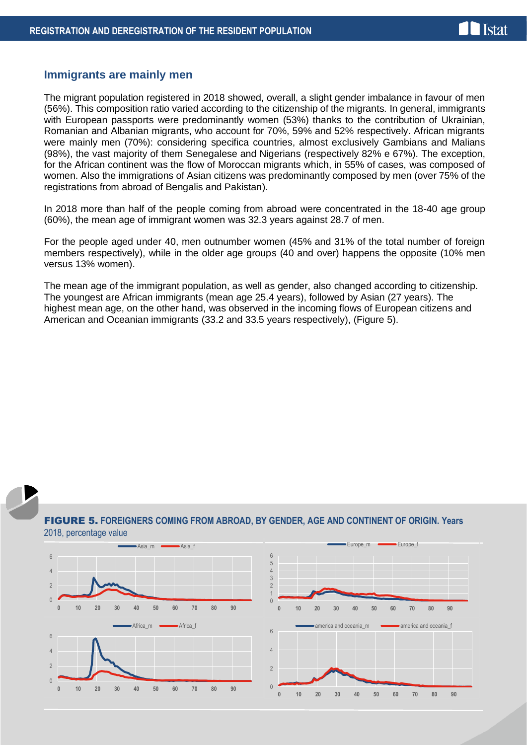## Immigrants are mainly men

The migrant population registered in 2018 showed, overall, a slight gender imbalance in favour of men (56%). This composition ratio varied according to the citizenship of the migrants. In general, immigrants with European passports were predominantly women (53%) thanks to the contribution of Ukrainian, Romanian and Albanian migrants, who account for 70%, 59% and 52% respectively. African migrants were mainly men (70%): considering specifica countries, almost exclusively Gambians and Malians (98%), the vast majority of them Senegalese and Nigerians (respectively 82% e 67%). The exception, for the African continent was the flow of Moroccan migrants which, in 55% of cases, was composed of women. Also the immigrations of Asian citizens was predominantly composed by men (over 75% of the registrations from abroad of Bengalis and Pakistan).

In 2018 more than half of the people coming from abroad were concentrated in the 18-40 age group (60%), the mean age of immigrant women was 32.3 years against 28.7 of men.

For the people aged under 40, men outnumber women (45% and 31% of the total number of foreign members respectively), while in the older age groups (40 and over) happens the opposite (10% men versus 13% women).

The mean age of the immigrant population, as well as gender, also changed according to citizenship. The youngest are African immigrants (mean age 25.4 years), followed by Asian (27 years). The highest mean age, on the other hand, was observed in the incoming flows of European citizens and American and Oceanian immigrants (33.2 and 33.5 years respectively), (Figure 5).

**FIGURE 5. FOREIGNERS COMING FROM ABROAD, BY GENDER, AGE AND CONTINENT OF ORIGIN. Years** 2018, percentage value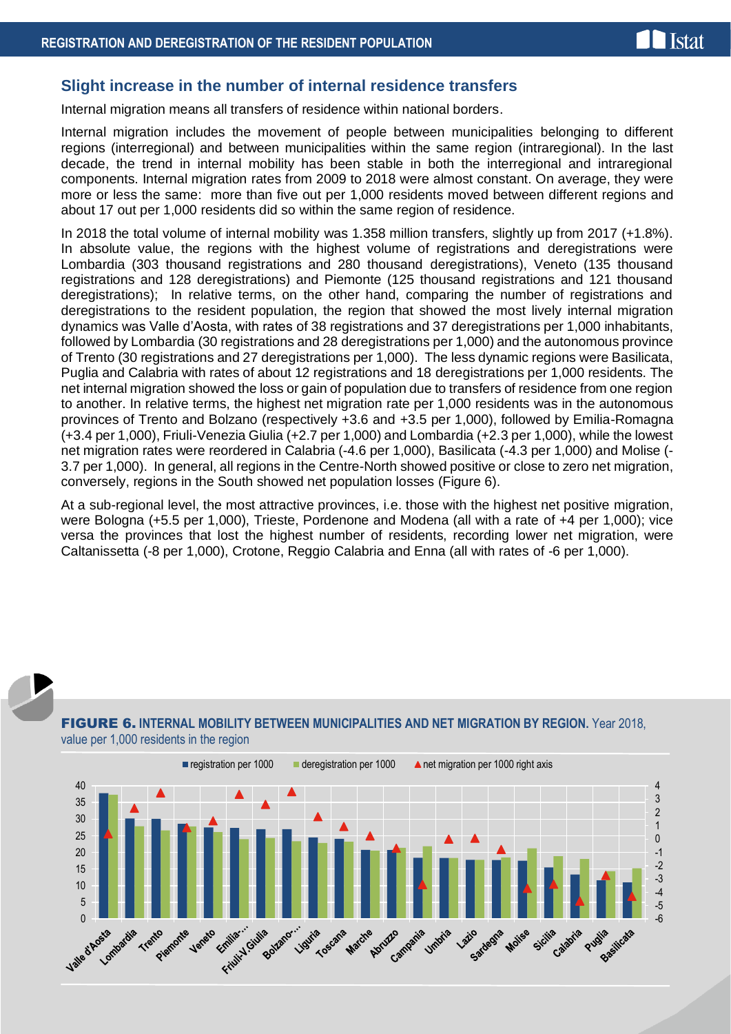## Slight increase in the number of internal residence transfers

Internal migration means all transfers of residence within national borders.

Internal migration includes the movement of people between municipalities belonging to different regions (interregional) and between municipalities within the same region (intraregional). In the last decade, the trend in internal mobility has been stable in both the interregional and intraregional components. Internal migration rates from 2009 to 2018 were almost constant. On average, they were more or less the same: more than five out per 1,000 residents moved between different regions and about 17 out per 1,000 residents did so within the same region of residence.

In 2018 the total volume of internal mobility was 1.358 million transfers, slightly up from 2017 (+1.8%). In absolute value, the regions with the highest volume of registrations and deregistrations were Lombardia (303 thousand registrations and 280 thousand deregistrations), Veneto (135 thousand registrations and 128 deregistrations) and Piemonte (125 thousand registrations and 121 thousand deregistrations); In relative terms, on the other hand, comparing the number of registrations and deregistrations to the resident population, the region that showed the most lively internal migration dynamics was Valle d'Aosta, with rates of 38 registrations and 37 deregistrations per 1,000 inhabitants, followed by Lombardia (30 registrations and 28 deregistrations per 1,000) and the autonomous province of Trento (30 registrations and 27 deregistrations per 1,000). The less dynamic regions were Basilicata, Puglia and Calabria with rates of about 12 registrations and 18 deregistrations per 1,000 residents. The net internal migration showed the loss or gain of population due to transfers of residence from one region to another. In relative terms, the highest net migration rate per 1,000 residents was in the autonomous provinces of Trento and Bolzano (respectively +3.6 and +3.5 per 1,000), followed by Emilia-Romagna (+3.4 per 1,000), Friuli-Venezia Giulia (+2.7 per 1,000) and Lombardia (+2.3 per 1,000), while the lowest net migration rates were reordered in Calabria (-4.6 per 1,000), Basilicata (-4.3 per 1,000) and Molise (-3.7 per 1,000). In general, all regions in the Centre-North showed positive or close to zero net migration, conversely, regions in the South showed net population losses (Figure 6).

At a sub-regional level, the most attractive provinces, i.e. those with the highest net positive migration, were Bologna (+5.5 per 1,000), Trieste, Pordenone and Modena (all with a rate of +4 per 1,000); vice versa the provinces that lost the highest number of residents, recording lower net migration, were Caltanissetta (-8 per 1,000), Crotone, Reggio Calabria and Enna (all with rates of -6 per 1,000).

**FIGURE 6. INTERNAL MOBILITY BETWEEN MUNICIPALITIES AND NET MIGRATION BY REGION.** Year 2018, value per 1,000 residents in the region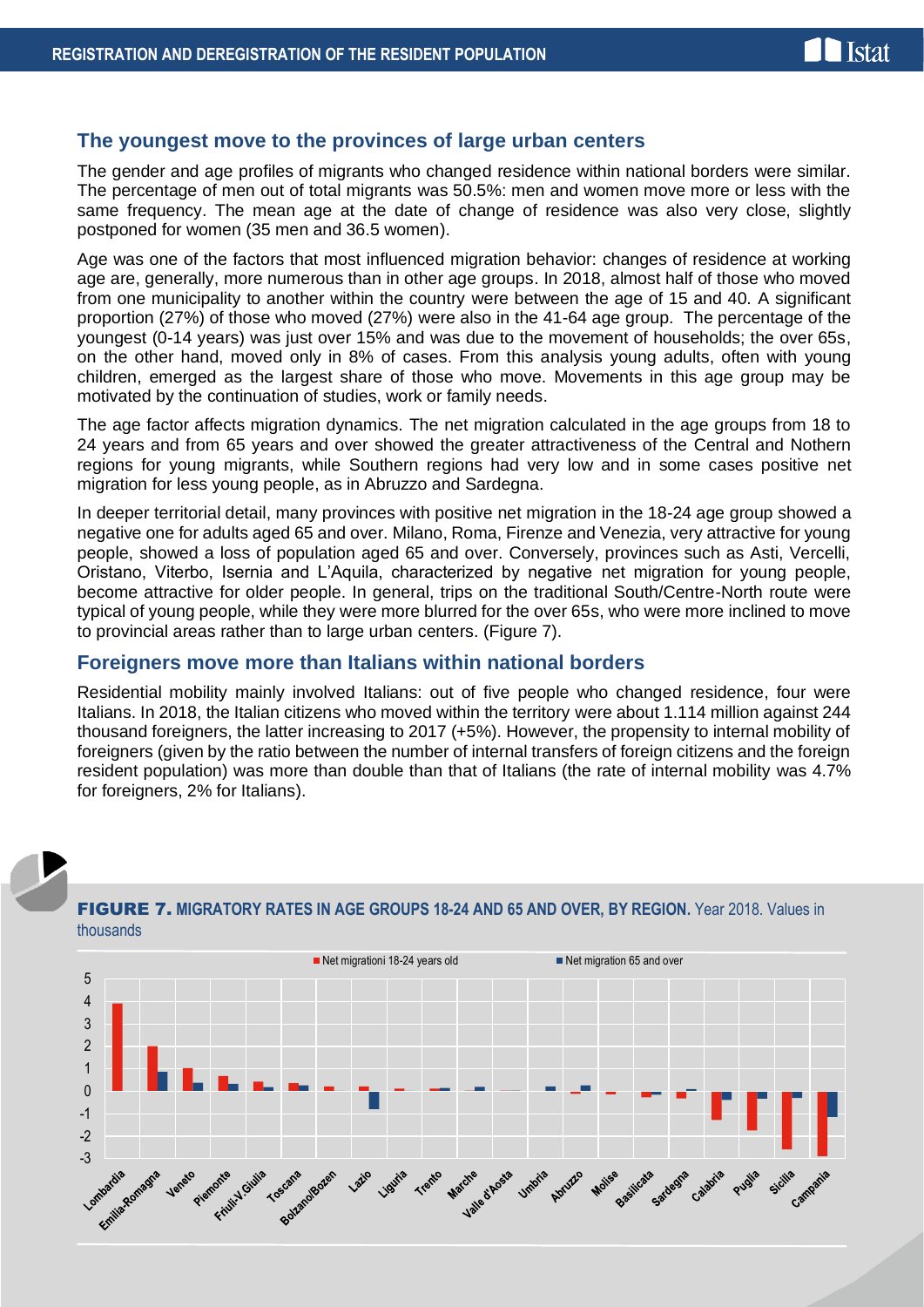## The youngest move to the provinces of large urban centers

The gender and age profiles of migrants who changed residence within national borders were similar. The percentage of men out of total migrants was 50.5%: men and women move more or less with the same frequency. The mean age at the date of change of residence was also very close, slightly postponed for women (35 men and 36.5 women).

Age was one of the factors that most influenced migration behavior: changes of residence at working age are, generally, more numerous than in other age groups. In 2018, almost half of those who moved from one municipality to another within the country were between the age of 15 and 40. A significant proportion (27%) of those who moved (27%) were also in the 41-64 age group. The percentage of the youngest (0-14 years) was just over 15% and was due to the movement of households; the over 65s, on the other hand, moved only in 8% of cases. From this analysis young adults, often with young children, emerged as the largest share of those who move. Movements in this age group may be motivated by the continuation of studies, work or family needs.

The age factor affects migration dynamics. The net migration calculated in the age groups from 18 to 24 years and from 65 years and over showed the greater attractiveness of the Central and Nothern regions for young migrants, while Southern regions had very low and in some cases positive net migration for less young people, as in Abruzzo and Sardegna.

In deeper territorial detail, many provinces with positive net migration in the 18-24 age group showed a negative one for adults aged 65 and over. Milano, Roma, Firenze and Venezia, very attractive for young people, showed a loss of population aged 65 and over. Conversely, provinces such as Asti, Vercelli, Oristano, Viterbo, Isernia and L'Aquila, characterized by negative net migration for young people, become attractive for older people. In general, trips on the traditional South/Centre-North route were typical of young people, while they were more blurred for the over 65s, who were more inclined to move to provincial areas rather than to large urban centers. (Figure 7).

## Foreigners move more than Italians within national borders

Residential mobility mainly involved Italians: out of five people who changed residence, four were Italians. In 2018, the Italian citizens who moved within the territory were about 1.114 million against 244 thousand foreigners, the latter increasing to 2017 (+5%). However, the propensity to internal mobility of foreigners (given by the ratio between the number of internal transfers of foreign citizens and the foreign resident population) was more than double than that of Italians (the rate of internal mobility was 4.7% for foreigners, 2% for Italians).

**FIGURE 7. MIGRATORY RATES IN AGE GROUPS 18-24 AND 65 AND OVER, BY REGION.** Year 2018. Values in thousands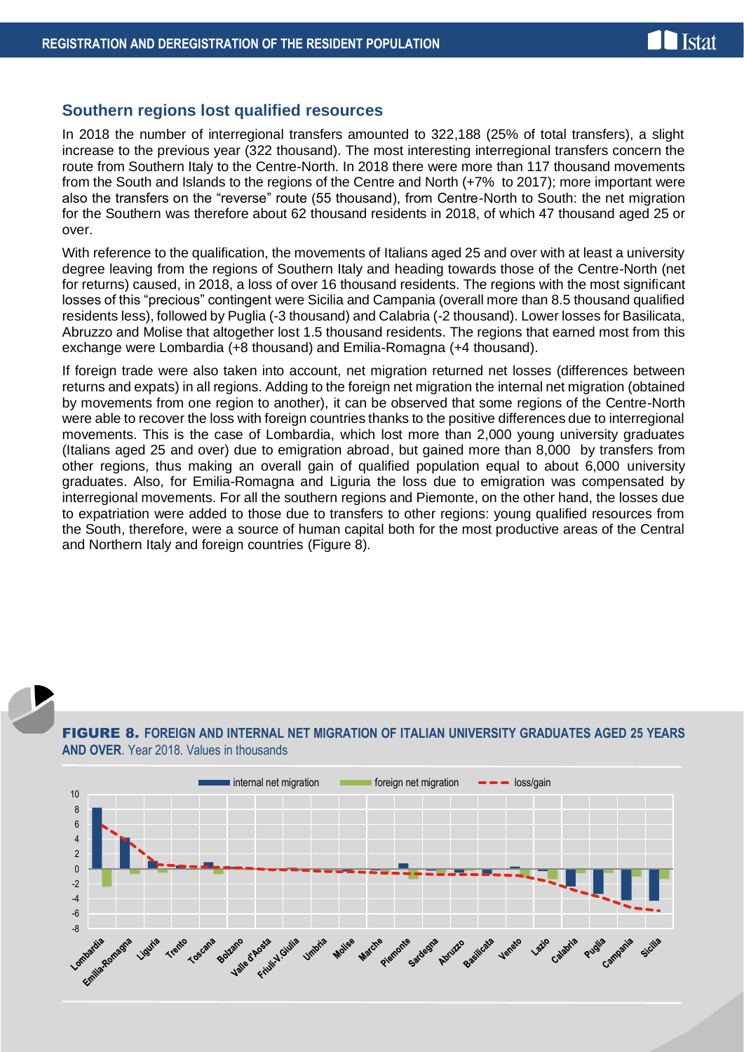## Southern regions lost qualified resources

In 2018 the number of interregional transfers amounted to 322,188 (25% of total transfers), a slight increase to the previous year (322 thousand). The most interesting interregional transfers concern the route from Southern Italy to the Centre-North. In 2018 there were more than 117 thousand movements from the South and Islands to the regions of the Centre and North (+7% to 2017); more important were also the transfers on the "reverse" route (55 thousand), from Centre-North to South: the net migration for the Southern was therefore about 62 thousand residents in 2018, of which 47 thousand aged 25 or over.

With reference to the qualification, the movements of Italians aged 25 and over with at least a university degree leaving from the regions of Southern Italy and heading towards those of the Centre-North (net for returns) caused, in 2018, a loss of over 16 thousand residents. The regions with the most significant losses of this "precious" contingent were Sicilia and Campania (overall more than 8.5 thousand qualified residents less), followed by Puglia (-3 thousand) and Calabria (-2 thousand). Lower losses for Basilicata, Abruzzo and Molise that altogether lost 1.5 thousand residents. The regions that earned most from this exchange were Lombardia (+8 thousand) and Emilia-Romagna (+4 thousand).

If foreign trade were also taken into account, net migration returned net losses (differences between returns and expats) in all regions. Adding to the foreign net migration the internal net migration (obtained by movements from one region to another), it can be observed that some regions of the Centre-North were able to recover the loss with foreign countries thanks to the positive differences due to interregional movements. This is the case of Lombardia, which lost more than 2,000 young university graduates (Italians aged 25 and over) due to emigration abroad, but gained more than 8,000 by transfers from other regions, thus making an overall gain of qualified population equal to about 6,000 university graduates. Also, for Emilia-Romagna and Liguria the loss due to emigration was compensated by interregional movements. For all the southern regions and Piemonte, on the other hand, the losses due to expatriation were added to those due to transfers to other regions: young qualified resources from the South, therefore, were a source of human capital both for the most productive areas of the Central and Northern Italy and foreign countries (Figure 8).

**FIGURE 8. FOREIGN AND INTERNAL NET MIGRATION OF ITALIAN UNIVERSITY GRADUATES AGED 25 YEARS AND OVER**. Year 2018. Values in thousands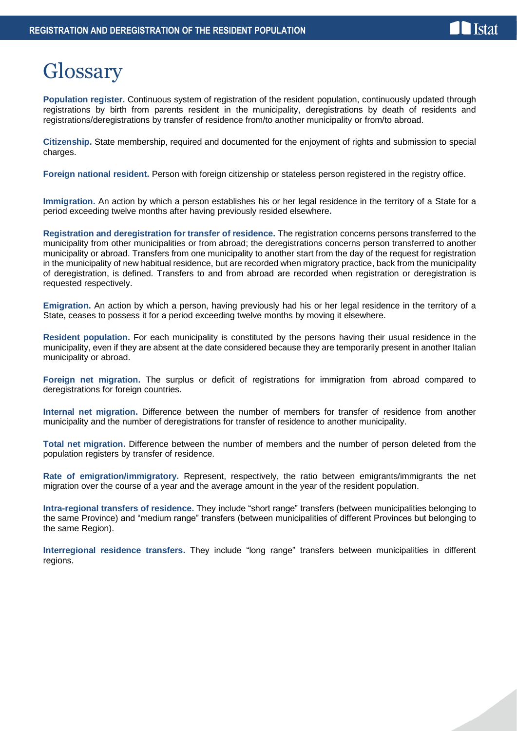# Glossary

**Population register.** Continuous system of registration of the resident population, continuously updated through registrations by birth from parents resident in the municipality, deregistrations by death of residents and registrations/deregistrations by transfer of residence from/to another municipality or from/to abroad.

**Citizenship.** State membership, required and documented for the enjoyment of rights and submission to special charges.

**Foreign national resident.** Person with foreign citizenship or stateless person registered in the registry office.

**Immigration.** An action by which a person establishes his or her legal residence in the territory of a State for a period exceeding twelve months after having previously resided elsewhere.

**Registration and deregistration for transfer of residence.** The registration concerns persons transferred to the municipality from other municipalities or from abroad; the deregistrations concerns person transferred to another municipality or abroad. Transfers from one municipality to another start from the day of the request for registration in the municipality of new habitual residence, but are recorded when migratory practice, back from the municipality of deregistration, is defined. Transfers to and from abroad are recorded when registration or deregistration is requested respectively.

**Emigration.** An action by which a person, having previously had his or her legal residence in the territory of a State, ceases to possess it for a period exceeding twelve months by moving it elsewhere.

**Resident population.** For each municipality is constituted by the persons having their usual residence in the municipality, even if they are absent at the date considered because they are temporarily present in another Italian municipality or abroad.

**Foreign net migration.** The surplus or deficit of registrations for immigration from abroad compared to deregistrations for foreign countries.

**Internal net migration.** Difference between the number of members for transfer of residence from another municipality and the number of deregistrations for transfer of residence to another municipality.

**Total net migration.** Difference between the number of members and the number of person deleted from the population registers by transfer of residence.

**Rate of emigration/immigratory.** Represent, respectively, the ratio between emigrants/immigrants the net migration over the course of a year and the average amount in the year of the resident population.

**Intra-regional transfers of residence.** They include "short range" transfers (between municipalities belonging to the same Province) and "medium range" transfers (between municipalities of different Provinces but belonging to the same Region).

**Interregional residence transfers.** They include "long range" transfers between municipalities in different regions.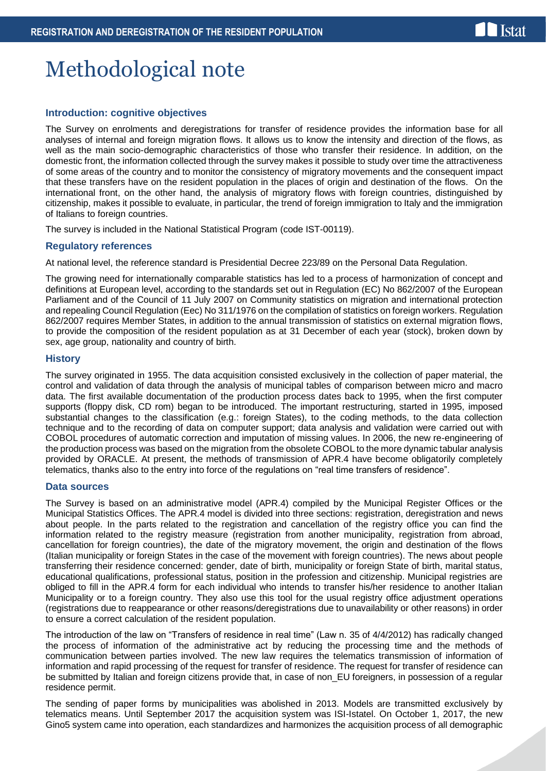# Methodological note

## Introduction: cognitive objectives

The Survey on enrolments and deregistrations for transfer of residence provides the information base for all analyses of internal and foreign migration flows. It allows us to know the intensity and direction of the flows, as well as the main socio-demographic characteristics of those who transfer their residence. In addition, on the domestic front, the information collected through the survey makes it possible to study over time the attractiveness of some areas of the country and to monitor the consistency of migratory movements and the consequent impact that these transfers have on the resident population in the places of origin and destination of the flows. On the international front, on the other hand, the analysis of migratory flows with foreign countries, distinguished by citizenship, makes it possible to evaluate, in particular, the trend of foreign immigration to Italy and the immigration of Italians to foreign countries.

The survey is included in the National Statistical Program (code IST-00119).

## Regulatory references

At national level, the reference standard is Presidential Decree 223/89 on the Personal Data Regulation.

The growing need for internationally comparable statistics has led to a process of harmonization of concept and definitions at European level, according to the standards set out in Regulation (EC) No 862/2007 of the European Parliament and of the Council of 11 July 2007 on Community statistics on migration and international protection and repealing Council Regulation (Eec) No 311/1976 on the compilation of statistics on foreign workers. Regulation 862/2007 requires Member States, in addition to the annual transmission of statistics on external migration flows, to provide the composition of the resident population as at 31 December of each year (stock), broken down by sex, age group, nationality and country of birth.

## History

The survey originated in 1955. The data acquisition consisted exclusively in the collection of paper material, the control and validation of data through the analysis of municipal tables of comparison between micro and macro data. The first available documentation of the production process dates back to 1995, when the first computer supports (floppy disk, CD rom) began to be introduced. The important restructuring, started in 1995, imposed substantial changes to the classification (e.g.: foreign States), to the coding methods, to the data collection technique and to the recording of data on computer support; data analysis and validation were carried out with COBOL procedures of automatic correction and imputation of missing values. In 2006, the new re-engineering of the production process was based on the migration from the obsolete COBOL to the more dynamic tabular analysis provided by ORACLE. At present, the methods of transmission of APR.4 have become obligatorily completely telematics, thanks also to the entry into force of the regulations on "real time transfers of residence".

## Data sources

The Survey is based on an administrative model (APR.4) compiled by the Municipal Register Offices or the Municipal Statistics Offices. The APR.4 model is divided into three sections: registration, deregistration and news about people. In the parts related to the registration and cancellation of the registry office you can find the information related to the registry measure (registration from another municipality, registration from abroad, cancellation for foreign countries), the date of the migratory movement, the origin and destination of the flows (Italian municipality or foreign States in the case of the movement with foreign countries). The news about people transferring their residence concerned: gender, date of birth, municipality or foreign State of birth, marital status, educational qualifications, professional status, position in the profession and citizenship. Municipal registries are obliged to fill in the APR.4 form for each individual who intends to transfer his/her residence to another Italian Municipality or to a foreign country. They also use this tool for the usual registry office adjustment operations (registrations due to reappearance or other reasons/deregistrations due to unavailability or other reasons) in order to ensure a correct calculation of the resident population.

The introduction of the law on "Transfers of residence in real time" (Law n. 35 of 4/4/2012) has radically changed the process of information of the administrative act by reducing the processing time and the methods of communication between parties involved. The new law requires the telematics transmission of information of information and rapid processing of the request for transfer of residence. The request for transfer of residence can be submitted by Italian and foreign citizens provide that, in case of non_EU foreigners, in possession of a regular residence permit.

The sending of paper forms by municipalities was abolished in 2013. Models are transmitted exclusively by telematics means. Until September 2017 the acquisition system was ISI-Istatel. On October 1, 2017, the new Gino5 system came into operation, each standardizes and harmonizes the acquisition process of all demographic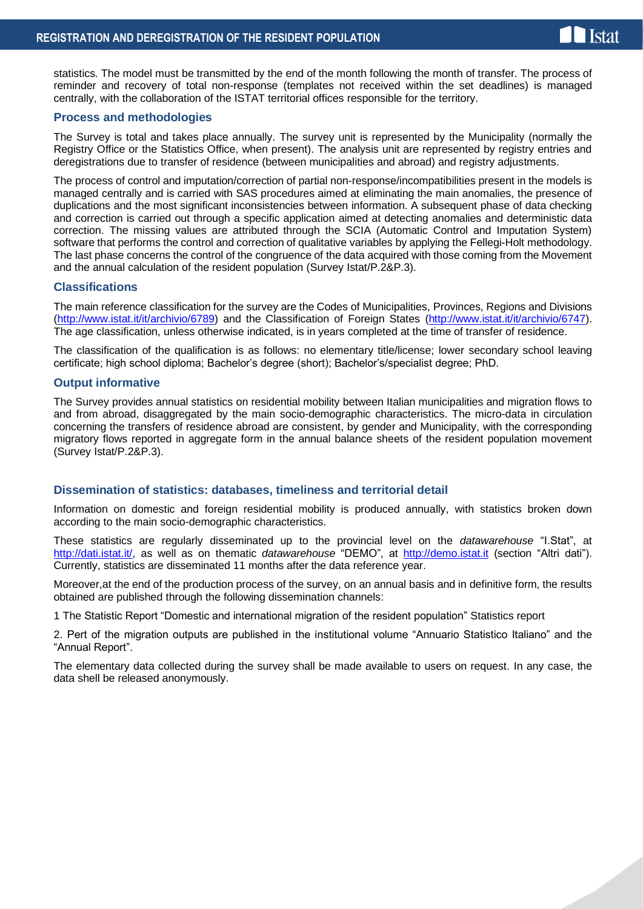statistics. The model must be transmitted by the end of the month following the month of transfer. The process of reminder and recovery of total non-response (templates not received within the set deadlines) is managed centrally, with the collaboration of the ISTAT territorial offices responsible for the territory.

### Process and methodologies

The Survey is total and takes place annually. The survey unit is represented by the Municipality (normally the Registry Office or the Statistics Office, when present). The analysis unit are represented by registry entries and deregistrations due to transfer of residence (between municipalities and abroad) and registry adjustments.

The process of control and imputation/correction of partial non-response/incompatibilities present in the models is managed centrally and is carried with SAS procedures aimed at eliminating the main anomalies, the presence of duplications and the most significant inconsistencies between information. A subsequent phase of data checking and correction is carried out through a specific application aimed at detecting anomalies and deterministic data correction. The missing values are attributed through the SCIA (Automatic Control and Imputation System) software that performs the control and correction of qualitative variables by applying the Fellegi-Holt methodology. The last phase concerns the control of the congruence of the data acquired with those coming from the Movement and the annual calculation of the resident population (Survey Istat/P.2&P.3).

### Classifications

The main reference classification for the survey are the Codes of Municipalities, Provinces, Regions and Divisions (http://www.istat.it/it/archivio/6789) and the Classification of Foreign States (http://www.istat.it/it/archivio/6747). The age classification, unless otherwise indicated, is in years completed at the time of transfer of residence.

The classification of the qualification is as follows: no elementary title/license; lower secondary school leaving certificate; high school diploma; Bachelor's degree (short); Bachelor's/specialist degree; PhD.

### Output informative

The Survey provides annual statistics on residential mobility between Italian municipalities and migration flows to and from abroad, disaggregated by the main socio-demographic characteristics. The micro-data in circulation concerning the transfers of residence abroad are consistent, by gender and Municipality, with the corresponding migratory flows reported in aggregate form in the annual balance sheets of the resident population movement (Survey Istat/P.2&P.3).

### Dissemination of statistics: databases, timeliness and territorial detail

Information on domestic and foreign residential mobility is produced annually, with statistics broken down according to the main socio-demographic characteristics.

These statistics are regularly disseminated up to the provincial level on the *datawarehouse* "I.Stat", at http://dati.istat.it/, as well as on thematic *datawarehouse* "DEMO", at http://demo.istat.it (section "Altri dati"). Currently, statistics are disseminated 11 months after the data reference year.

Moreover,at the end of the production process of the survey, on an annual basis and in definitive form, the results obtained are published through the following dissemination channels:

1 The Statistic Report "Domestic and international migration of the resident population" Statistics report

2. Pert of the migration outputs are published in the institutional volume "Annuario Statistico Italiano" and the "Annual Report".

The elementary data collected during the survey shall be made available to users on request. In any case, the data shell be released anonymously.